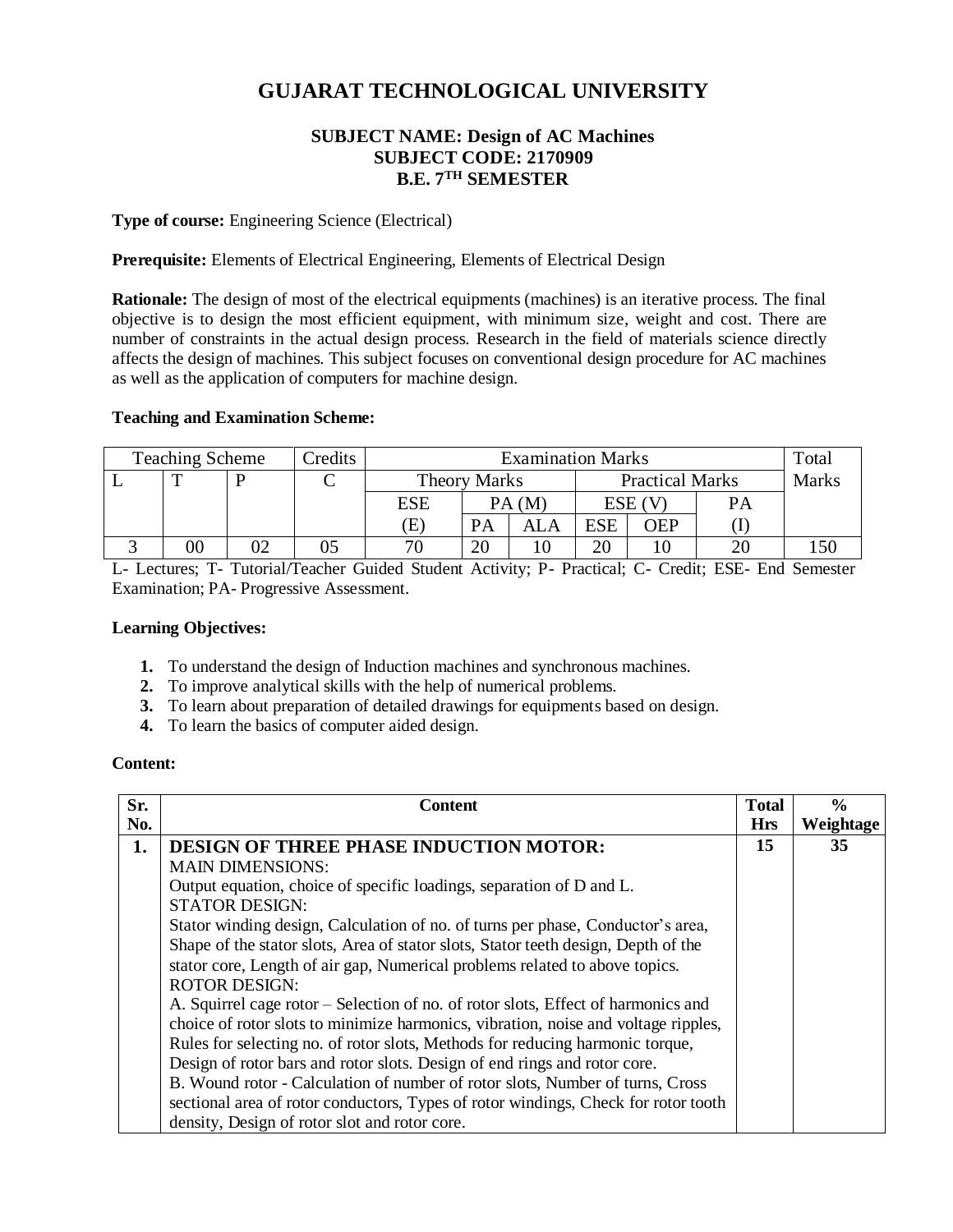# GUJARAT TECHNOLOGICAL UNIVERSITY

**SUBJECT NAME: Design of AC Machines**
**SUBJECT CODE: 2170909**
**B.E. 7TH SEMESTER**

**Type of course:** Engineering Science (Electrical)

**Prerequisite:** Elements of Electrical Engineering, Elements of Electrical Design

**Rationale:** The design of most of the electrical equipments (machines) is an iterative process. The final objective is to design the most efficient equipment, with minimum size, weight and cost. There are number of constraints in the actual design process. Research in the field of materials science directly affects the design of machines. This subject focuses on conventional design procedure for AC machines as well as the application of computers for machine design.

**Teaching and Examination Scheme:**

| Teaching Scheme | | | Credits | Examination Marks | | | | | | Total Marks |
|---|---|---|---|---|---|---|---|---|---|---|
| L | T | P | C | Theory Marks | | | Practical Marks | | | |
| | | | | ESE (E) | PA (M) | | ESE (V) | | PA (I) | |
| | | | | | PA | ALA | ESE | OEP | | |
| 3 | 00 | 02 | 05 | 70 | 20 | 10 | 20 | 10 | 20 | 150 |

L- Lectures; T- Tutorial/Teacher Guided Student Activity; P- Practical; C- Credit; ESE- End Semester Examination; PA- Progressive Assessment.

**Learning Objectives:**

1. To understand the design of Induction machines and synchronous machines.
2. To improve analytical skills with the help of numerical problems.
3. To learn about preparation of detailed drawings for equipments based on design.
4. To learn the basics of computer aided design.

**Content:**

| Sr. No. | Content | Total Hrs | % Weightage |
|---|---|---|---|
| 1. | **DESIGN OF THREE PHASE INDUCTION MOTOR:**<br>MAIN DIMENSIONS:<br>Output equation, choice of specific loadings, separation of D and L.<br>STATOR DESIGN:<br>Stator winding design, Calculation of no. of turns per phase, Conductor's area, Shape of the stator slots, Area of stator slots, Stator teeth design, Depth of the stator core, Length of air gap, Numerical problems related to above topics.<br>ROTOR DESIGN:<br>A. Squirrel cage rotor – Selection of no. of rotor slots, Effect of harmonics and choice of rotor slots to minimize harmonics, vibration, noise and voltage ripples, Rules for selecting no. of rotor slots, Methods for reducing harmonic torque, Design of rotor bars and rotor slots. Design of end rings and rotor core.<br>B. Wound rotor - Calculation of number of rotor slots, Number of turns, Cross sectional area of rotor conductors, Types of rotor windings, Check for rotor tooth density, Design of rotor slot and rotor core. | 15 | 35 |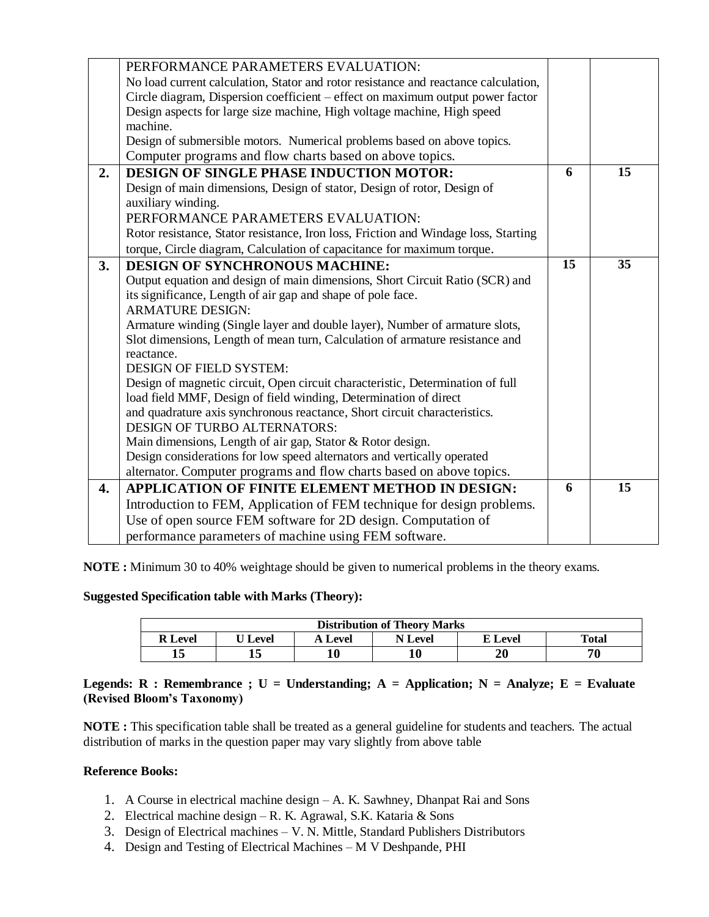| | | | |
|---|---|---|---|
| | PERFORMANCE PARAMETERS EVALUATION:<br>No load current calculation, Stator and rotor resistance and reactance calculation, Circle diagram, Dispersion coefficient – effect on maximum output power factor Design aspects for large size machine, High voltage machine, High speed machine.<br>Design of submersible motors. Numerical problems based on above topics.<br>Computer programs and flow charts based on above topics. | | |
| **2.** | **DESIGN OF SINGLE PHASE INDUCTION MOTOR:**<br>Design of main dimensions, Design of stator, Design of rotor, Design of auxiliary winding.<br>PERFORMANCE PARAMETERS EVALUATION:<br>Rotor resistance, Stator resistance, Iron loss, Friction and Windage loss, Starting torque, Circle diagram, Calculation of capacitance for maximum torque. | **6** | **15** |
| **3.** | **DESIGN OF SYNCHRONOUS MACHINE:**<br>Output equation and design of main dimensions, Short Circuit Ratio (SCR) and its significance, Length of air gap and shape of pole face.<br>ARMATURE DESIGN:<br>Armature winding (Single layer and double layer), Number of armature slots, Slot dimensions, Length of mean turn, Calculation of armature resistance and reactance.<br>DESIGN OF FIELD SYSTEM:<br>Design of magnetic circuit, Open circuit characteristic, Determination of full load field MMF, Design of field winding, Determination of direct and quadrature axis synchronous reactance, Short circuit characteristics.<br>DESIGN OF TURBO ALTERNATORS:<br>Main dimensions, Length of air gap, Stator & Rotor design.<br>Design considerations for low speed alternators and vertically operated alternator. Computer programs and flow charts based on above topics. | **15** | **35** |
| **4.** | **APPLICATION OF FINITE ELEMENT METHOD IN DESIGN:**<br>Introduction to FEM, Application of FEM technique for design problems. Use of open source FEM software for 2D design. Computation of performance parameters of machine using FEM software. | **6** | **15** |

**NOTE :** Minimum 30 to 40% weightage should be given to numerical problems in the theory exams.

**Suggested Specification table with Marks (Theory):**

| **Distribution of Theory Marks** | | | | | |
|---|---|---|---|---|---|
| **R Level** | **U Level** | **A Level** | **N Level** | **E Level** | **Total** |
| **15** | **15** | **10** | **10** | **20** | **70** |

**Legends: R : Remembrance ; U = Understanding; A = Application; N = Analyze; E = Evaluate (Revised Bloom's Taxonomy)**

**NOTE :** This specification table shall be treated as a general guideline for students and teachers. The actual distribution of marks in the question paper may vary slightly from above table

**Reference Books:**

1. A Course in electrical machine design – A. K. Sawhney, Dhanpat Rai and Sons
2. Electrical machine design – R. K. Agrawal, S.K. Kataria & Sons
3. Design of Electrical machines – V. N. Mittle, Standard Publishers Distributors
4. Design and Testing of Electrical Machines – M V Deshpande, PHI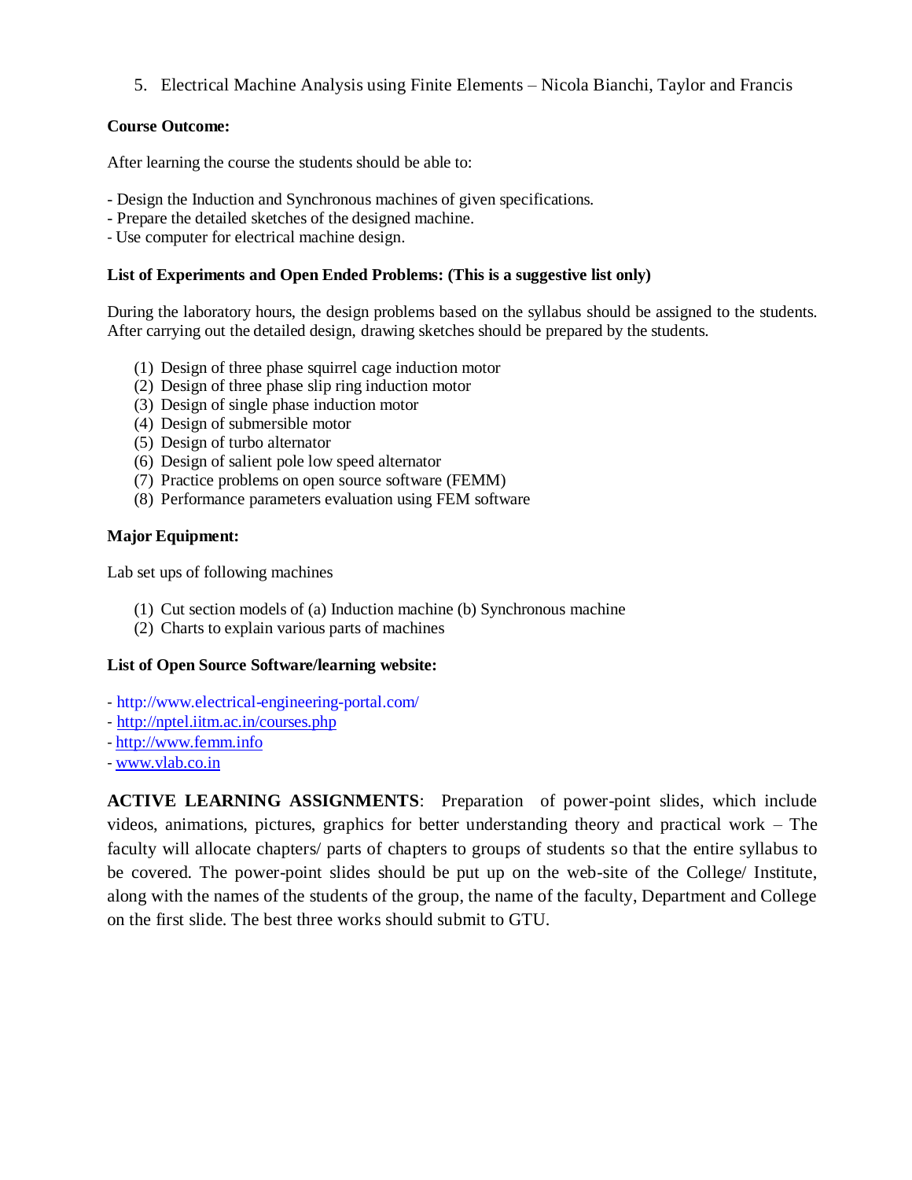5. Electrical Machine Analysis using Finite Elements – Nicola Bianchi, Taylor and Francis

**Course Outcome:**

After learning the course the students should be able to:

- Design the Induction and Synchronous machines of given specifications.
- Prepare the detailed sketches of the designed machine.
- Use computer for electrical machine design.

**List of Experiments and Open Ended Problems: (This is a suggestive list only)**

During the laboratory hours, the design problems based on the syllabus should be assigned to the students. After carrying out the detailed design, drawing sketches should be prepared by the students.

(1) Design of three phase squirrel cage induction motor
(2) Design of three phase slip ring induction motor
(3) Design of single phase induction motor
(4) Design of submersible motor
(5) Design of turbo alternator
(6) Design of salient pole low speed alternator
(7) Practice problems on open source software (FEMM)
(8) Performance parameters evaluation using FEM software

**Major Equipment:**

Lab set ups of following machines

(1) Cut section models of (a) Induction machine (b) Synchronous machine
(2) Charts to explain various parts of machines

**List of Open Source Software/learning website:**

- http://www.electrical-engineering-portal.com/
- http://nptel.iitm.ac.in/courses.php
- http://www.femm.info
- www.vlab.co.in

**ACTIVE LEARNING ASSIGNMENTS**: Preparation of power-point slides, which include videos, animations, pictures, graphics for better understanding theory and practical work – The faculty will allocate chapters/ parts of chapters to groups of students so that the entire syllabus to be covered. The power-point slides should be put up on the web-site of the College/ Institute, along with the names of the students of the group, the name of the faculty, Department and College on the first slide. The best three works should submit to GTU.